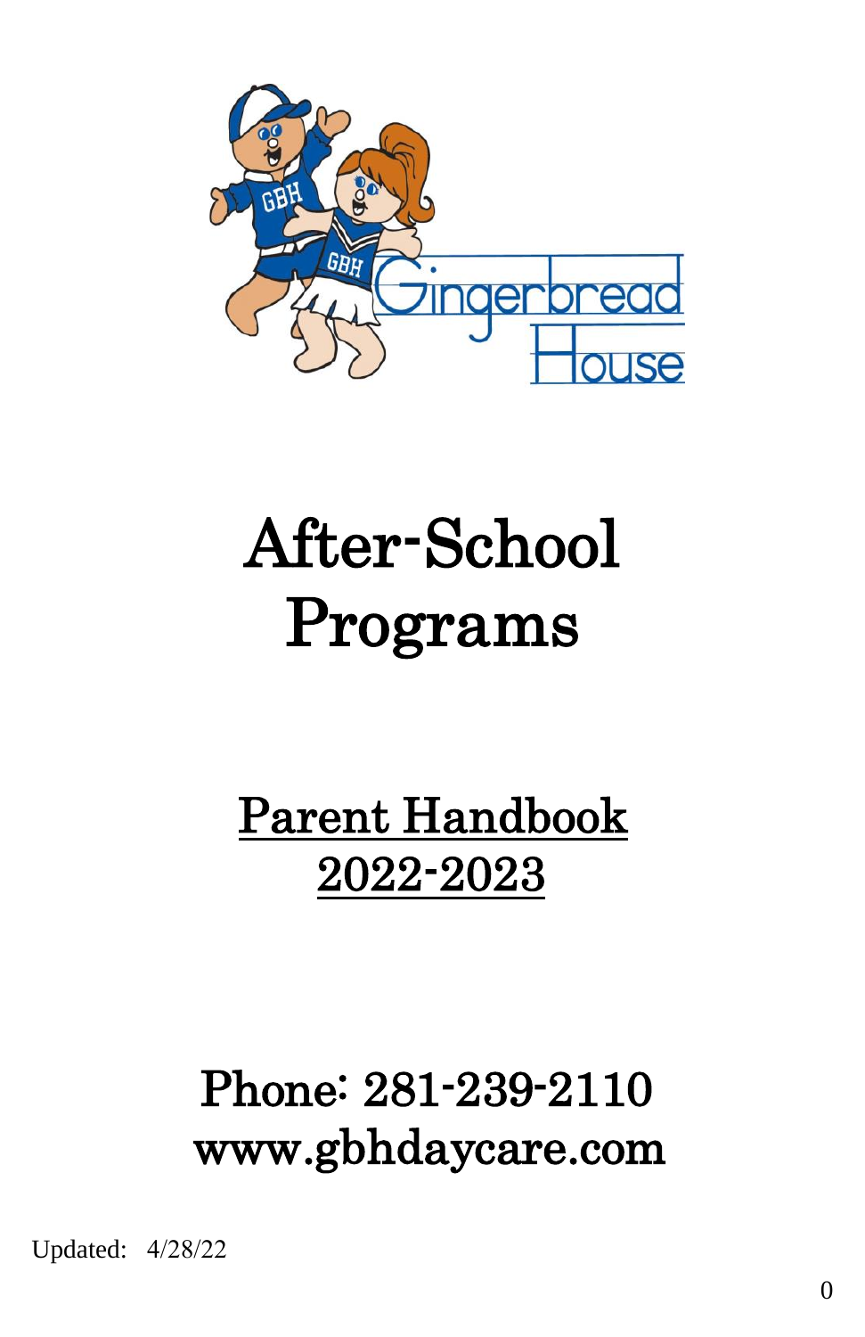# After-School Programs

## Parent Handbook 2022-2023

## Phone: 281-239-2110
## www.gbhdaycare.com

Updated: 4/28/22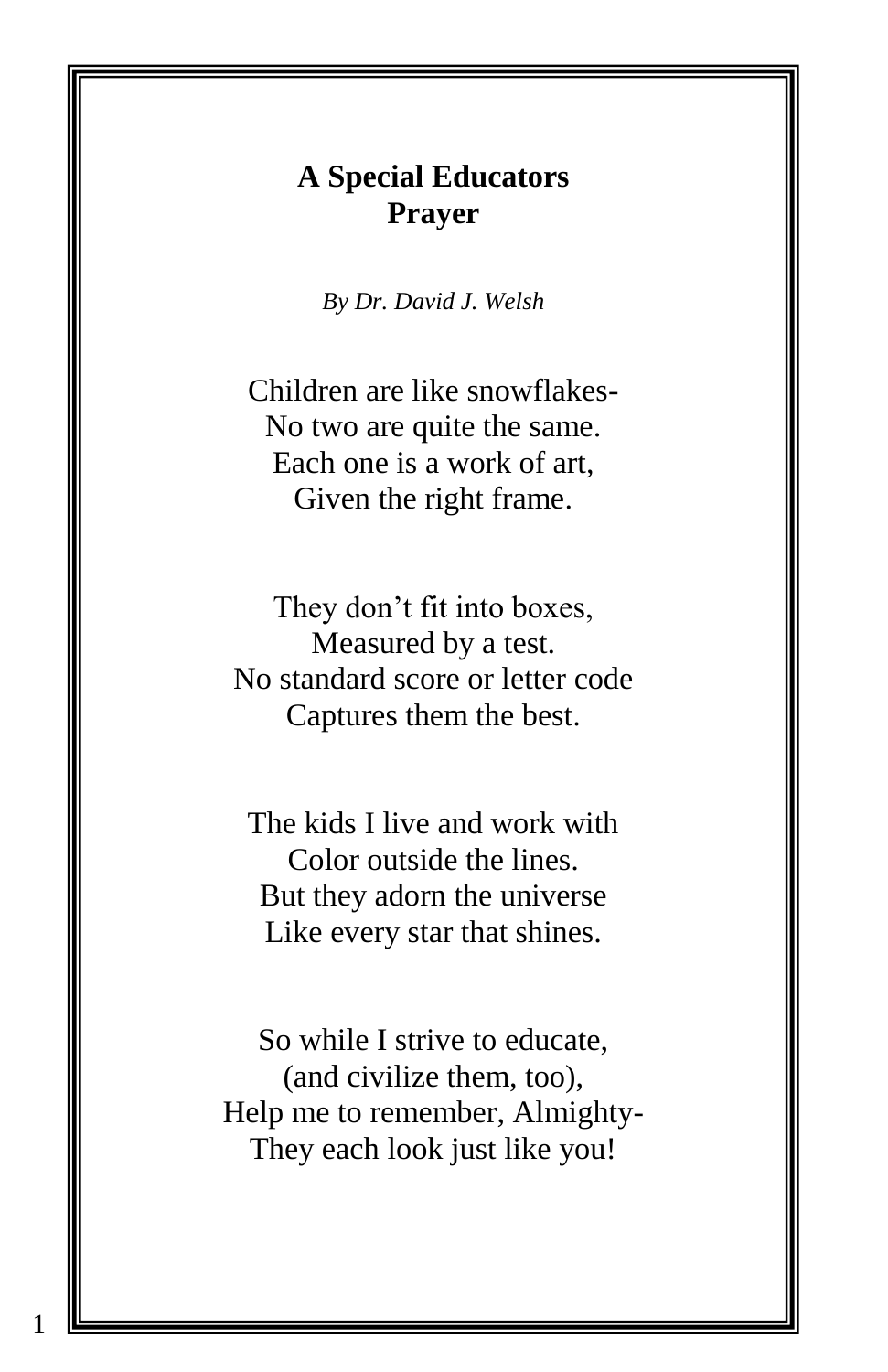# A Special Educators Prayer

*By Dr. David J. Welsh*

Children are like snowflakes-
No two are quite the same.
Each one is a work of art,
Given the right frame.

They don't fit into boxes,
Measured by a test.
No standard score or letter code
Captures them the best.

The kids I live and work with
Color outside the lines.
But they adorn the universe
Like every star that shines.

So while I strive to educate,
(and civilize them, too),
Help me to remember, Almighty-
They each look just like you!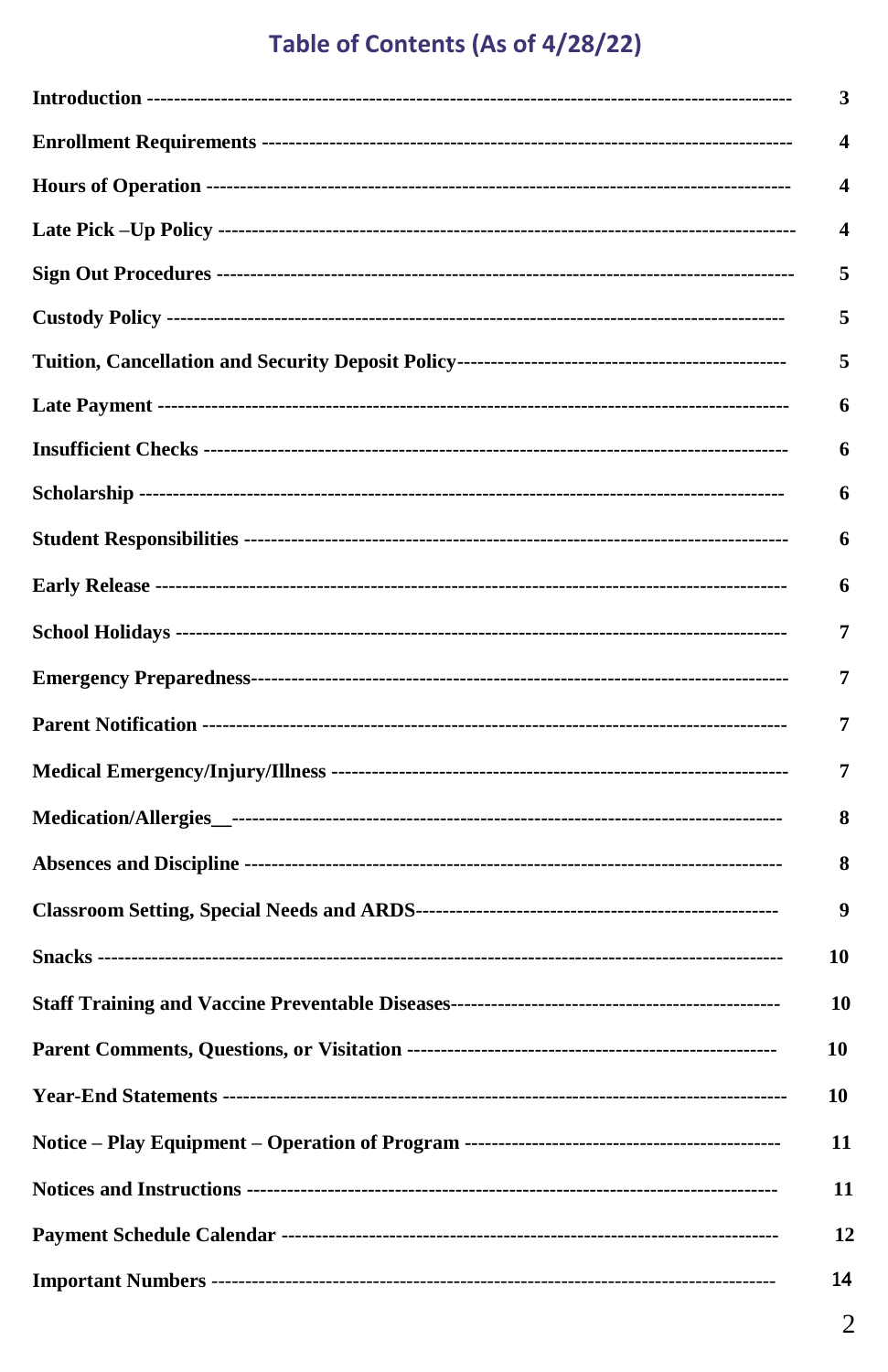# Table of Contents (As of 4/28/22)

| Section | Page |
|---|---|
| **Introduction** | **3** |
| **Enrollment Requirements** | **4** |
| **Hours of Operation** | **4** |
| **Late Pick –Up Policy** | **4** |
| **Sign Out Procedures** | **5** |
| **Custody Policy** | **5** |
| **Tuition, Cancellation and Security Deposit Policy** | **5** |
| **Late Payment** | **6** |
| **Insufficient Checks** | **6** |
| **Scholarship** | **6** |
| **Student Responsibilities** | **6** |
| **Early Release** | **6** |
| **School Holidays** | **7** |
| **Emergency Preparedness** | **7** |
| **Parent Notification** | **7** |
| **Medical Emergency/Injury/Illness** | **7** |
| **Medication/Allergies__** | **8** |
| **Absences and Discipline** | **8** |
| **Classroom Setting, Special Needs and ARDS** | **9** |
| **Snacks** | **10** |
| **Staff Training and Vaccine Preventable Diseases** | **10** |
| **Parent Comments, Questions, or Visitation** | **10** |
| **Year-End Statements** | **10** |
| **Notice – Play Equipment – Operation of Program** | **11** |
| **Notices and Instructions** | **11** |
| **Payment Schedule Calendar** | **12** |
| **Important Numbers** | **14** |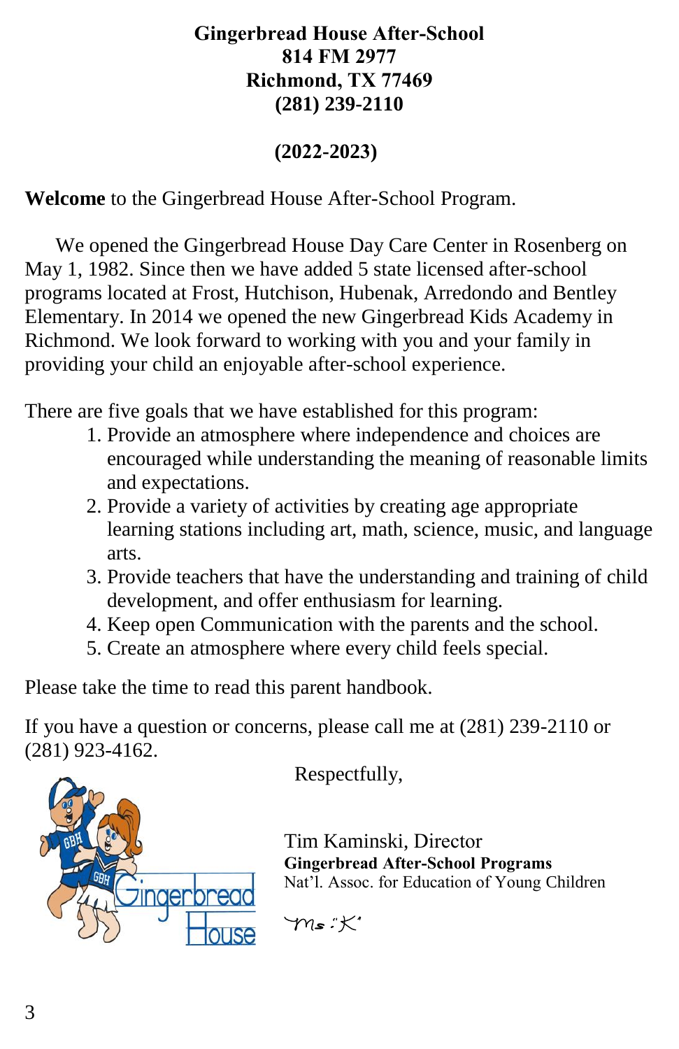**Gingerbread House After-School**
**814 FM 2977**
**Richmond, TX 77469**
**(281) 239-2110**

**(2022-2023)**

**Welcome** to the Gingerbread House After-School Program.

We opened the Gingerbread House Day Care Center in Rosenberg on May 1, 1982. Since then we have added 5 state licensed after-school programs located at Frost, Hutchison, Hubenak, Arredondo and Bentley Elementary. In 2014 we opened the new Gingerbread Kids Academy in Richmond. We look forward to working with you and your family in providing your child an enjoyable after-school experience.

There are five goals that we have established for this program:

1. Provide an atmosphere where independence and choices are encouraged while understanding the meaning of reasonable limits and expectations.
2. Provide a variety of activities by creating age appropriate learning stations including art, math, science, music, and language arts.
3. Provide teachers that have the understanding and training of child development, and offer enthusiasm for learning.
4. Keep open Communication with the parents and the school.
5. Create an atmosphere where every child feels special.

Please take the time to read this parent handbook.

If you have a question or concerns, please call me at (281) 239-2110 or (281) 923-4162.

Respectfully,

Tim Kaminski, Director
**Gingerbread After-School Programs**
Nat'l. Assoc. for Education of Young Children

Ms "K"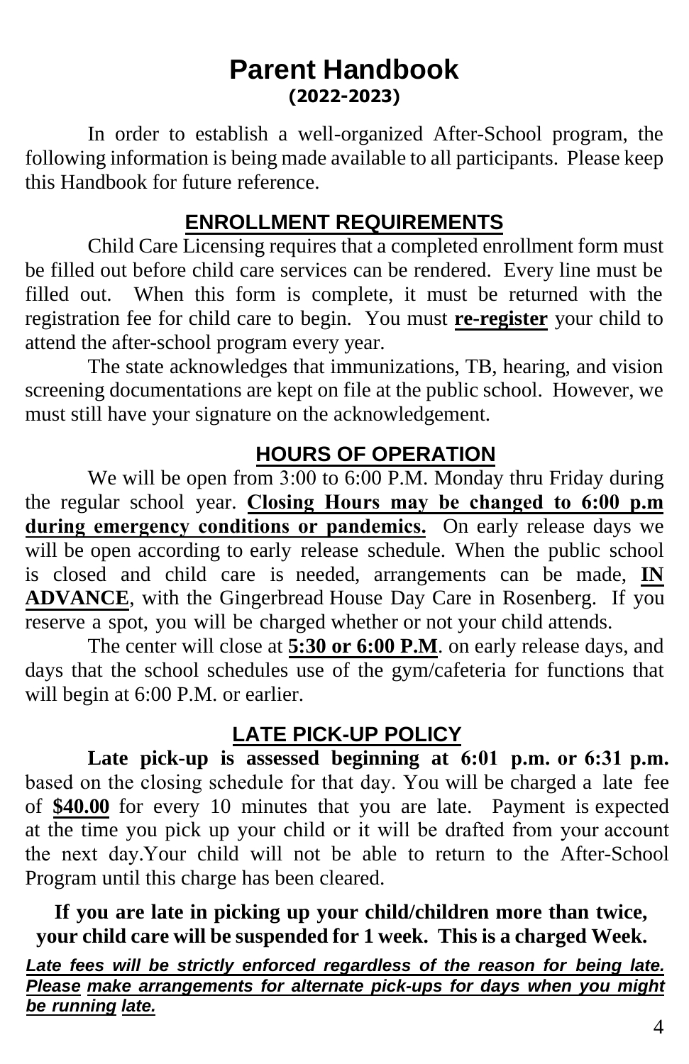# Parent Handbook

**(2022-2023)**

In order to establish a well-organized After-School program, the following information is being made available to all participants. Please keep this Handbook for future reference.

## ENROLLMENT REQUIREMENTS

Child Care Licensing requires that a completed enrollment form must be filled out before child care services can be rendered. Every line must be filled out. When this form is complete, it must be returned with the registration fee for child care to begin. You must **re-register** your child to attend the after-school program every year.

The state acknowledges that immunizations, TB, hearing, and vision screening documentations are kept on file at the public school. However, we must still have your signature on the acknowledgement.

## HOURS OF OPERATION

We will be open from 3:00 to 6:00 P.M. Monday thru Friday during the regular school year. **Closing Hours may be changed to 6:00 p.m during emergency conditions or pandemics.** On early release days we will be open according to early release schedule. When the public school is closed and child care is needed, arrangements can be made, **IN ADVANCE**, with the Gingerbread House Day Care in Rosenberg. If you reserve a spot, you will be charged whether or not your child attends.

The center will close at **5:30 or 6:00 P.M**. on early release days, and days that the school schedules use of the gym/cafeteria for functions that will begin at 6:00 P.M. or earlier.

## LATE PICK-UP POLICY

**Late pick-up is assessed beginning at 6:01 p.m. or 6:31 p.m.** based on the closing schedule for that day. You will be charged a late fee of **$40.00** for every 10 minutes that you are late. Payment is expected at the time you pick up your child or it will be drafted from your account the next day.Your child will not be able to return to the After-School Program until this charge has been cleared.

**If you are late in picking up your child/children more than twice, your child care will be suspended for 1 week. This is a charged Week.**

***Late fees will be strictly enforced regardless of the reason for being late. Please make arrangements for alternate pick-ups for days when you might be running late.***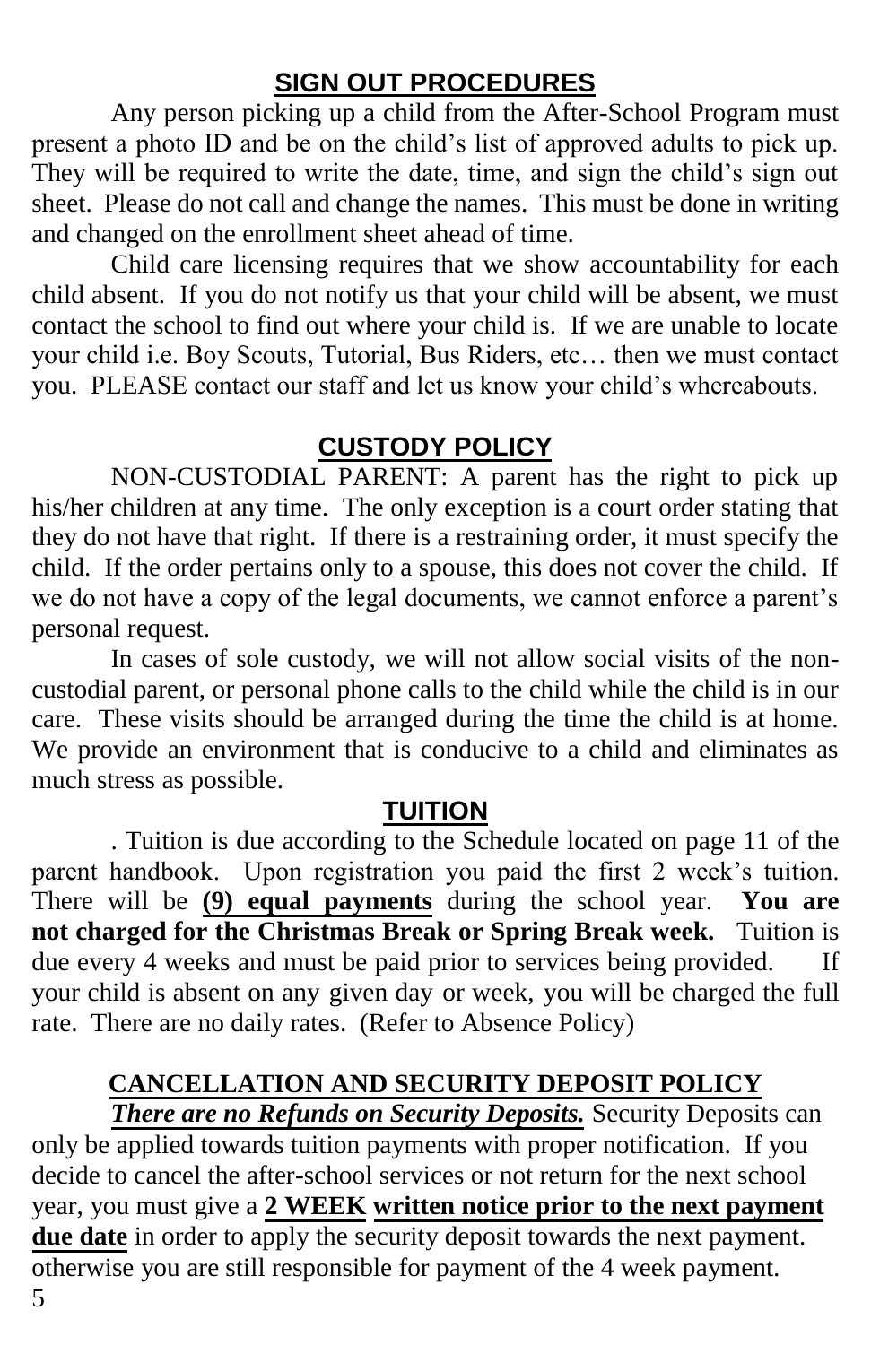## SIGN OUT PROCEDURES

Any person picking up a child from the After-School Program must present a photo ID and be on the child's list of approved adults to pick up. They will be required to write the date, time, and sign the child's sign out sheet. Please do not call and change the names. This must be done in writing and changed on the enrollment sheet ahead of time.

Child care licensing requires that we show accountability for each child absent. If you do not notify us that your child will be absent, we must contact the school to find out where your child is. If we are unable to locate your child i.e. Boy Scouts, Tutorial, Bus Riders, etc… then we must contact you. PLEASE contact our staff and let us know your child's whereabouts.

## CUSTODY POLICY

NON-CUSTODIAL PARENT: A parent has the right to pick up his/her children at any time. The only exception is a court order stating that they do not have that right. If there is a restraining order, it must specify the child. If the order pertains only to a spouse, this does not cover the child. If we do not have a copy of the legal documents, we cannot enforce a parent's personal request.

In cases of sole custody, we will not allow social visits of the non-custodial parent, or personal phone calls to the child while the child is in our care. These visits should be arranged during the time the child is at home. We provide an environment that is conducive to a child and eliminates as much stress as possible.

## TUITION

. Tuition is due according to the Schedule located on page 11 of the parent handbook. Upon registration you paid the first 2 week's tuition. There will be **(9) equal payments** during the school year. **You are not charged for the Christmas Break or Spring Break week.** Tuition is due every 4 weeks and must be paid prior to services being provided. If your child is absent on any given day or week, you will be charged the full rate. There are no daily rates. (Refer to Absence Policy)

## CANCELLATION AND SECURITY DEPOSIT POLICY

***There are no Refunds on Security Deposits.*** Security Deposits can only be applied towards tuition payments with proper notification. If you decide to cancel the after-school services or not return for the next school year, you must give a **2 WEEK written notice prior to the next payment due date** in order to apply the security deposit towards the next payment. otherwise you are still responsible for payment of the 4 week payment.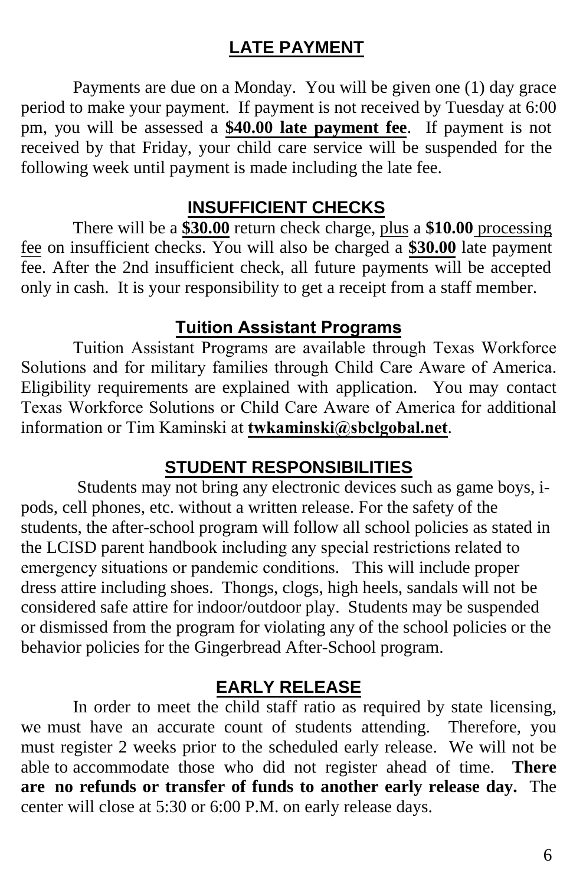## LATE PAYMENT

Payments are due on a Monday. You will be given one (1) day grace period to make your payment. If payment is not received by Tuesday at 6:00 pm, you will be assessed a **$40.00 late payment fee**. If payment is not received by that Friday, your child care service will be suspended for the following week until payment is made including the late fee.

## INSUFFICIENT CHECKS

There will be a **$30.00** return check charge, plus a **$10.00** processing fee on insufficient checks. You will also be charged a **$30.00** late payment fee. After the 2nd insufficient check, all future payments will be accepted only in cash. It is your responsibility to get a receipt from a staff member.

## Tuition Assistant Programs

Tuition Assistant Programs are available through Texas Workforce Solutions and for military families through Child Care Aware of America. Eligibility requirements are explained with application. You may contact Texas Workforce Solutions or Child Care Aware of America for additional information or Tim Kaminski at **twkaminski@sbclgobal.net**.

## STUDENT RESPONSIBILITIES

Students may not bring any electronic devices such as game boys, i-pods, cell phones, etc. without a written release. For the safety of the students, the after-school program will follow all school policies as stated in the LCISD parent handbook including any special restrictions related to emergency situations or pandemic conditions. This will include proper dress attire including shoes. Thongs, clogs, high heels, sandals will not be considered safe attire for indoor/outdoor play. Students may be suspended or dismissed from the program for violating any of the school policies or the behavior policies for the Gingerbread After-School program.

## EARLY RELEASE

In order to meet the child staff ratio as required by state licensing, we must have an accurate count of students attending. Therefore, you must register 2 weeks prior to the scheduled early release. We will not be able to accommodate those who did not register ahead of time. **There are no refunds or transfer of funds to another early release day.** The center will close at 5:30 or 6:00 P.M. on early release days.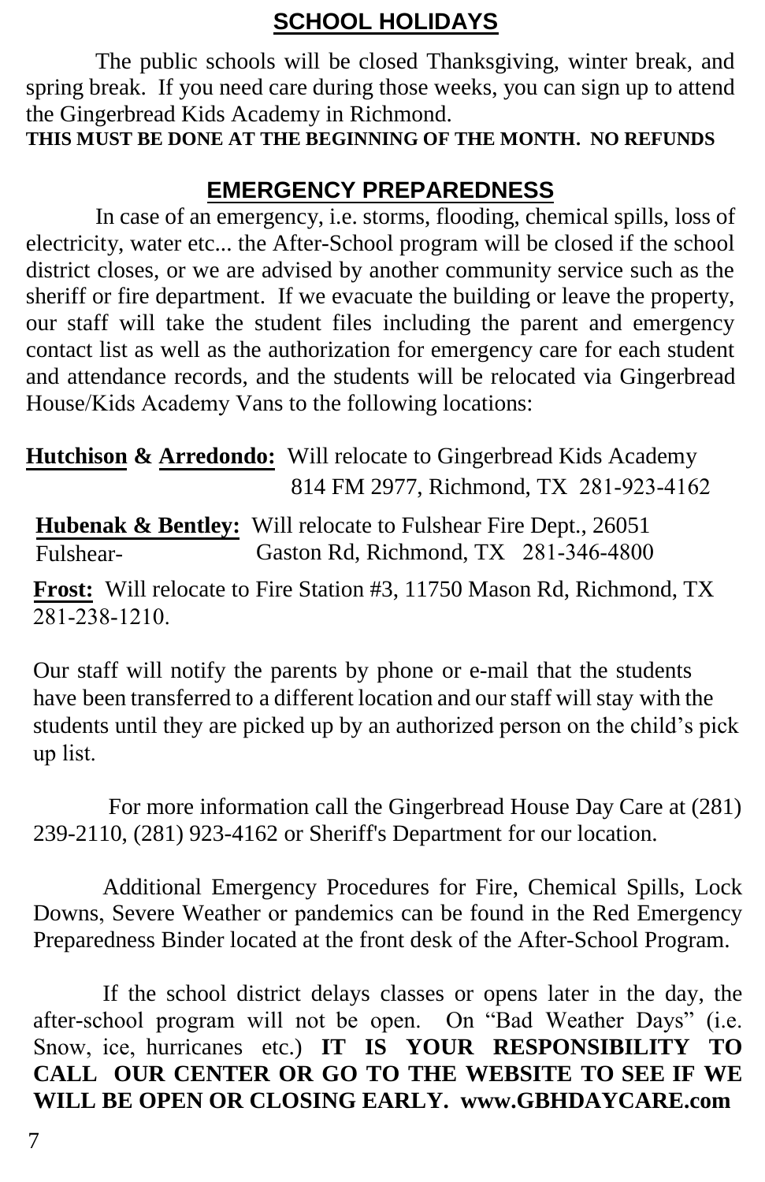## SCHOOL HOLIDAYS

The public schools will be closed Thanksgiving, winter break, and spring break. If you need care during those weeks, you can sign up to attend the Gingerbread Kids Academy in Richmond.

**THIS MUST BE DONE AT THE BEGINNING OF THE MONTH. NO REFUNDS**

## EMERGENCY PREPAREDNESS

In case of an emergency, i.e. storms, flooding, chemical spills, loss of electricity, water etc... the After-School program will be closed if the school district closes, or we are advised by another community service such as the sheriff or fire department. If we evacuate the building or leave the property, our staff will take the student files including the parent and emergency contact list as well as the authorization for emergency care for each student and attendance records, and the students will be relocated via Gingerbread House/Kids Academy Vans to the following locations:

**Hutchison & Arredondo:** Will relocate to Gingerbread Kids Academy 814 FM 2977, Richmond, TX 281-923-4162

**Hubenak & Bentley:** Will relocate to Fulshear Fire Dept., 26051 Fulshear-Gaston Rd, Richmond, TX 281-346-4800

**Frost:** Will relocate to Fire Station #3, 11750 Mason Rd, Richmond, TX 281-238-1210.

Our staff will notify the parents by phone or e-mail that the students have been transferred to a different location and our staff will stay with the students until they are picked up by an authorized person on the child's pick up list.

For more information call the Gingerbread House Day Care at (281) 239-2110, (281) 923-4162 or Sheriff's Department for our location.

Additional Emergency Procedures for Fire, Chemical Spills, Lock Downs, Severe Weather or pandemics can be found in the Red Emergency Preparedness Binder located at the front desk of the After-School Program.

If the school district delays classes or opens later in the day, the after-school program will not be open. On "Bad Weather Days" (i.e. Snow, ice, hurricanes etc.) **IT IS YOUR RESPONSIBILITY TO CALL OUR CENTER OR GO TO THE WEBSITE TO SEE IF WE WILL BE OPEN OR CLOSING EARLY. www.GBHDAYCARE.com**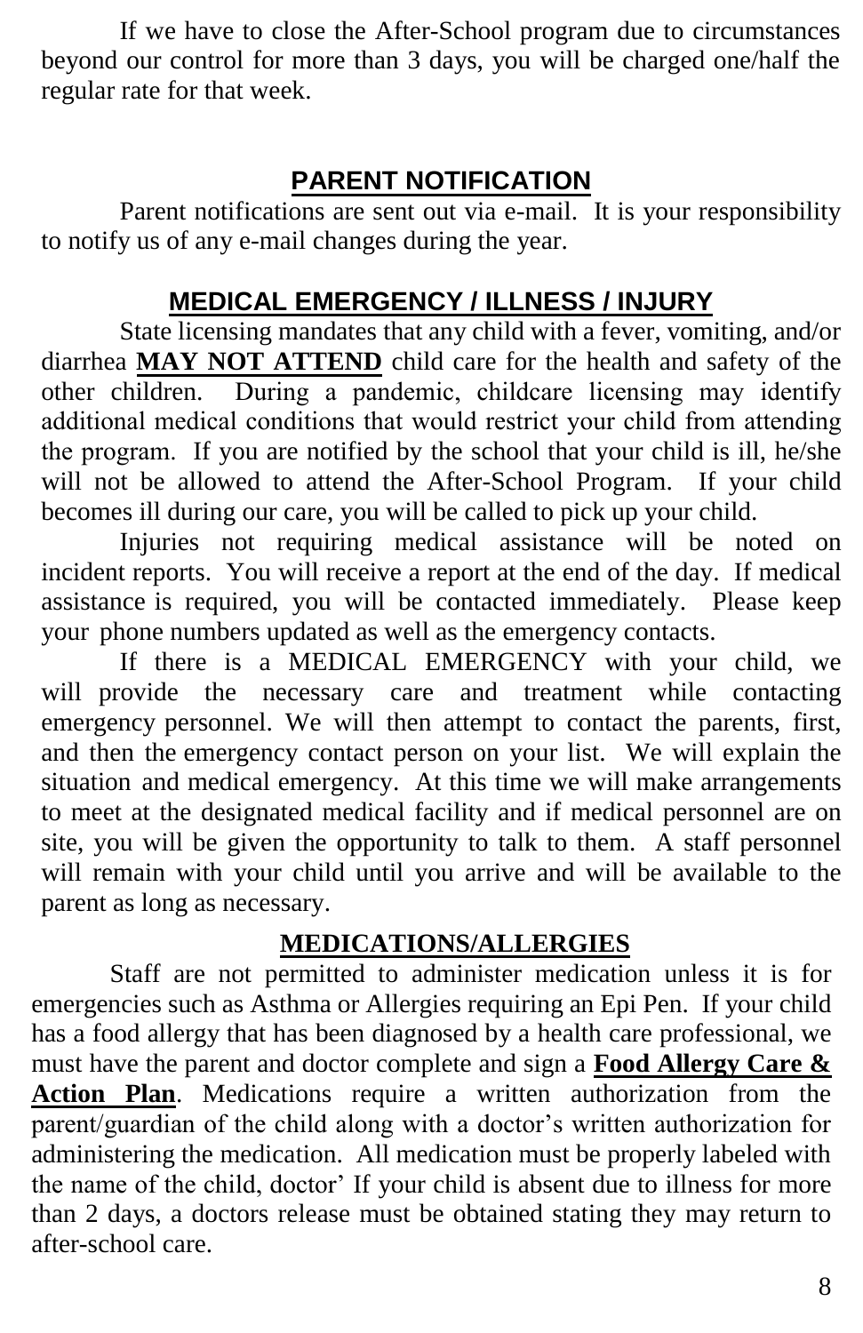If we have to close the After-School program due to circumstances beyond our control for more than 3 days, you will be charged one/half the regular rate for that week.

## PARENT NOTIFICATION

Parent notifications are sent out via e-mail. It is your responsibility to notify us of any e-mail changes during the year.

## MEDICAL EMERGENCY / ILLNESS / INJURY

State licensing mandates that any child with a fever, vomiting, and/or diarrhea **MAY NOT ATTEND** child care for the health and safety of the other children. During a pandemic, childcare licensing may identify additional medical conditions that would restrict your child from attending the program. If you are notified by the school that your child is ill, he/she will not be allowed to attend the After-School Program. If your child becomes ill during our care, you will be called to pick up your child.

Injuries not requiring medical assistance will be noted on incident reports. You will receive a report at the end of the day. If medical assistance is required, you will be contacted immediately. Please keep your phone numbers updated as well as the emergency contacts.

If there is a MEDICAL EMERGENCY with your child, we will provide the necessary care and treatment while contacting emergency personnel. We will then attempt to contact the parents, first, and then the emergency contact person on your list. We will explain the situation and medical emergency. At this time we will make arrangements to meet at the designated medical facility and if medical personnel are on site, you will be given the opportunity to talk to them. A staff personnel will remain with your child until you arrive and will be available to the parent as long as necessary.

## MEDICATIONS/ALLERGIES

Staff are not permitted to administer medication unless it is for emergencies such as Asthma or Allergies requiring an Epi Pen. If your child has a food allergy that has been diagnosed by a health care professional, we must have the parent and doctor complete and sign a **Food Allergy Care & Action Plan**. Medications require a written authorization from the parent/guardian of the child along with a doctor's written authorization for administering the medication. All medication must be properly labeled with the name of the child, doctor' If your child is absent due to illness for more than 2 days, a doctors release must be obtained stating they may return to after-school care.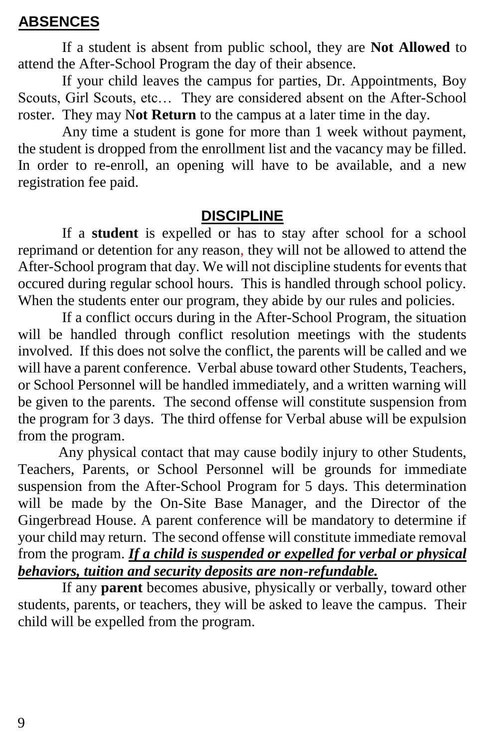## ABSENCES

If a student is absent from public school, they are **Not Allowed** to attend the After-School Program the day of their absence.

If your child leaves the campus for parties, Dr. Appointments, Boy Scouts, Girl Scouts, etc… They are considered absent on the After-School roster. They may N**ot Return** to the campus at a later time in the day.

Any time a student is gone for more than 1 week without payment, the student is dropped from the enrollment list and the vacancy may be filled. In order to re-enroll, an opening will have to be available, and a new registration fee paid.

## DISCIPLINE

If a **student** is expelled or has to stay after school for a school reprimand or detention for any reason, they will not be allowed to attend the After-School program that day. We will not discipline students for events that occured during regular school hours. This is handled through school policy. When the students enter our program, they abide by our rules and policies.

If a conflict occurs during in the After-School Program, the situation will be handled through conflict resolution meetings with the students involved. If this does not solve the conflict, the parents will be called and we will have a parent conference. Verbal abuse toward other Students, Teachers, or School Personnel will be handled immediately, and a written warning will be given to the parents. The second offense will constitute suspension from the program for 3 days. The third offense for Verbal abuse will be expulsion from the program.

Any physical contact that may cause bodily injury to other Students, Teachers, Parents, or School Personnel will be grounds for immediate suspension from the After-School Program for 5 days. This determination will be made by the On-Site Base Manager, and the Director of the Gingerbread House. A parent conference will be mandatory to determine if your child may return. The second offense will constitute immediate removal from the program. ***If a child is suspended or expelled for verbal or physical behaviors, tuition and security deposits are non-refundable.***

If any **parent** becomes abusive, physically or verbally, toward other students, parents, or teachers, they will be asked to leave the campus. Their child will be expelled from the program.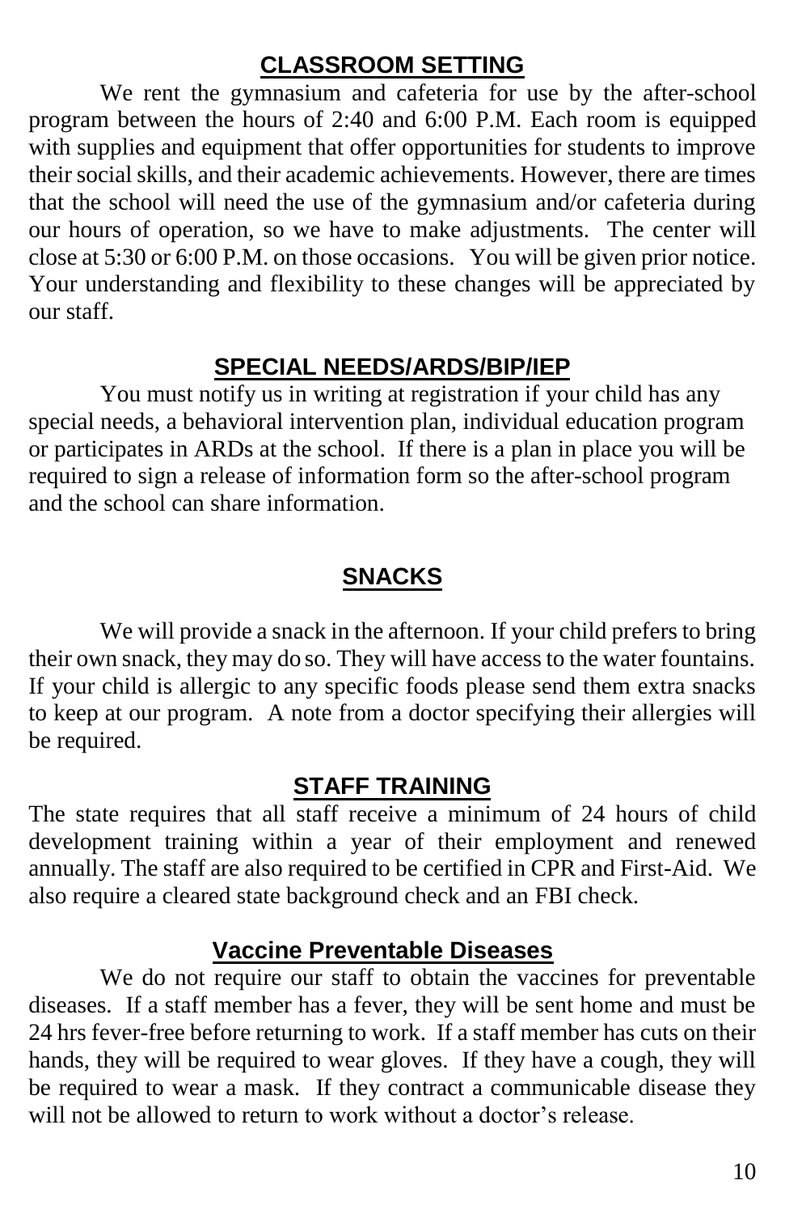## CLASSROOM SETTING

We rent the gymnasium and cafeteria for use by the after-school program between the hours of 2:40 and 6:00 P.M. Each room is equipped with supplies and equipment that offer opportunities for students to improve their social skills, and their academic achievements. However, there are times that the school will need the use of the gymnasium and/or cafeteria during our hours of operation, so we have to make adjustments. The center will close at 5:30 or 6:00 P.M. on those occasions. You will be given prior notice. Your understanding and flexibility to these changes will be appreciated by our staff.

## SPECIAL NEEDS/ARDS/BIP/IEP

You must notify us in writing at registration if your child has any special needs, a behavioral intervention plan, individual education program or participates in ARDs at the school. If there is a plan in place you will be required to sign a release of information form so the after-school program and the school can share information.

## SNACKS

We will provide a snack in the afternoon. If your child prefers to bring their own snack, they may do so. They will have access to the water fountains. If your child is allergic to any specific foods please send them extra snacks to keep at our program. A note from a doctor specifying their allergies will be required.

## STAFF TRAINING

The state requires that all staff receive a minimum of 24 hours of child development training within a year of their employment and renewed annually. The staff are also required to be certified in CPR and First-Aid. We also require a cleared state background check and an FBI check.

## Vaccine Preventable Diseases

We do not require our staff to obtain the vaccines for preventable diseases. If a staff member has a fever, they will be sent home and must be 24 hrs fever-free before returning to work. If a staff member has cuts on their hands, they will be required to wear gloves. If they have a cough, they will be required to wear a mask. If they contract a communicable disease they will not be allowed to return to work without a doctor's release.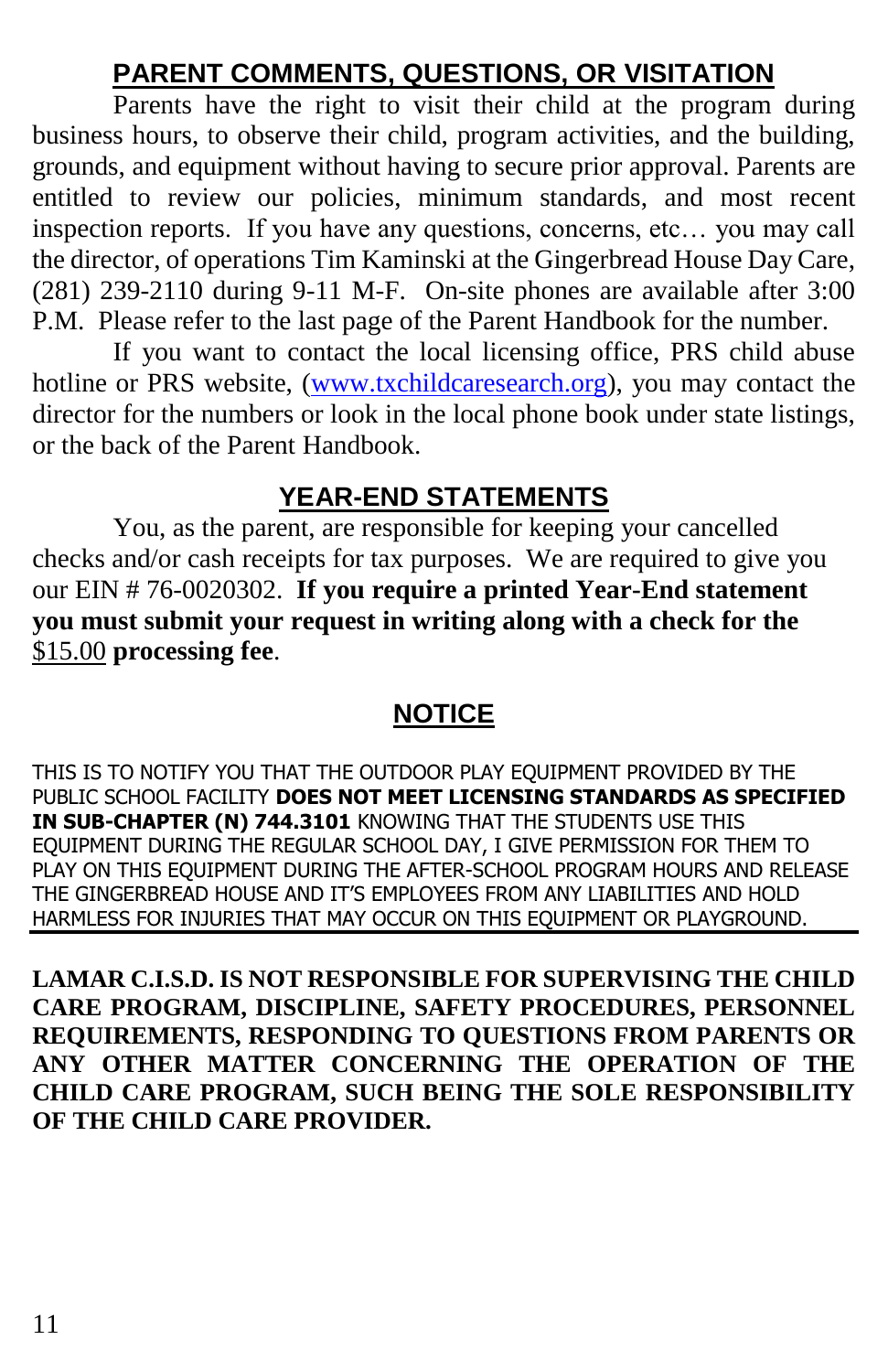## PARENT COMMENTS, QUESTIONS, OR VISITATION

Parents have the right to visit their child at the program during business hours, to observe their child, program activities, and the building, grounds, and equipment without having to secure prior approval. Parents are entitled to review our policies, minimum standards, and most recent inspection reports. If you have any questions, concerns, etc… you may call the director, of operations Tim Kaminski at the Gingerbread House Day Care, (281) 239-2110 during 9-11 M-F. On-site phones are available after 3:00 P.M. Please refer to the last page of the Parent Handbook for the number.

If you want to contact the local licensing office, PRS child abuse hotline or PRS website, (www.txchildcaresearch.org), you may contact the director for the numbers or look in the local phone book under state listings, or the back of the Parent Handbook.

## YEAR-END STATEMENTS

You, as the parent, are responsible for keeping your cancelled checks and/or cash receipts for tax purposes. We are required to give you our EIN # 76-0020302. **If you require a printed Year-End statement you must submit your request in writing along with a check for the** $15.00 **processing fee**.

## NOTICE

THIS IS TO NOTIFY YOU THAT THE OUTDOOR PLAY EQUIPMENT PROVIDED BY THE PUBLIC SCHOOL FACILITY **DOES NOT MEET LICENSING STANDARDS AS SPECIFIED IN SUB-CHAPTER (N) 744.3101** KNOWING THAT THE STUDENTS USE THIS EQUIPMENT DURING THE REGULAR SCHOOL DAY, I GIVE PERMISSION FOR THEM TO PLAY ON THIS EQUIPMENT DURING THE AFTER-SCHOOL PROGRAM HOURS AND RELEASE THE GINGERBREAD HOUSE AND IT'S EMPLOYEES FROM ANY LIABILITIES AND HOLD HARMLESS FOR INJURIES THAT MAY OCCUR ON THIS EQUIPMENT OR PLAYGROUND.

---

**LAMAR C.I.S.D. IS NOT RESPONSIBLE FOR SUPERVISING THE CHILD CARE PROGRAM, DISCIPLINE, SAFETY PROCEDURES, PERSONNEL REQUIREMENTS, RESPONDING TO QUESTIONS FROM PARENTS OR ANY OTHER MATTER CONCERNING THE OPERATION OF THE CHILD CARE PROGRAM, SUCH BEING THE SOLE RESPONSIBILITY OF THE CHILD CARE PROVIDER.**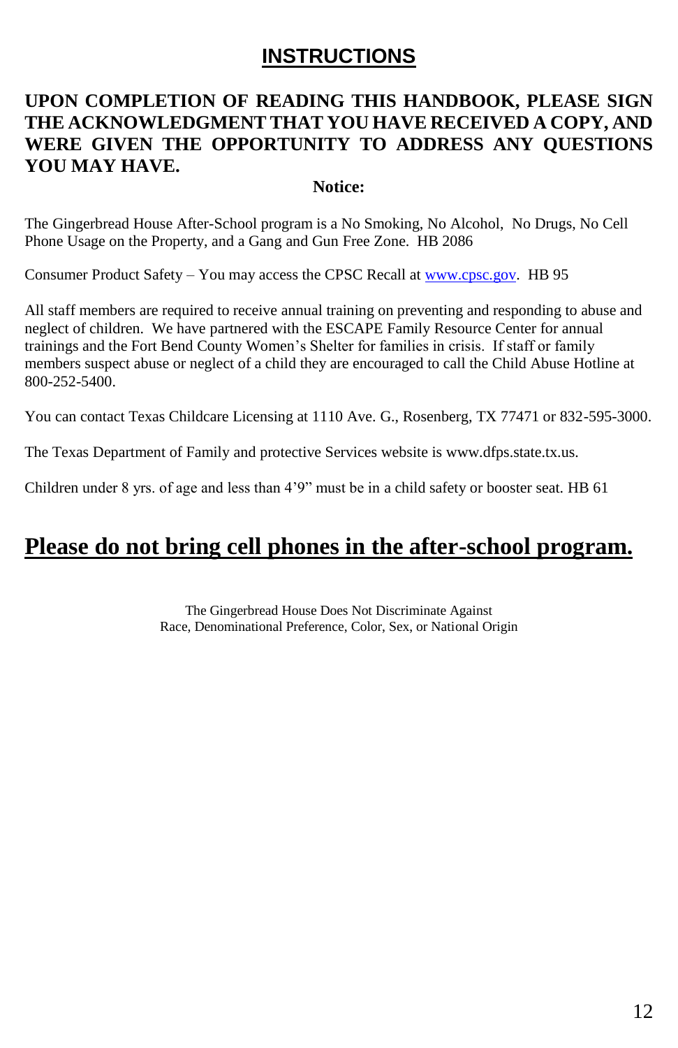# INSTRUCTIONS

**UPON COMPLETION OF READING THIS HANDBOOK, PLEASE SIGN THE ACKNOWLEDGMENT THAT YOU HAVE RECEIVED A COPY, AND WERE GIVEN THE OPPORTUNITY TO ADDRESS ANY QUESTIONS YOU MAY HAVE.**

**Notice:**

The Gingerbread House After-School program is a No Smoking, No Alcohol, No Drugs, No Cell Phone Usage on the Property, and a Gang and Gun Free Zone. HB 2086

Consumer Product Safety – You may access the CPSC Recall at www.cpsc.gov. HB 95

All staff members are required to receive annual training on preventing and responding to abuse and neglect of children. We have partnered with the ESCAPE Family Resource Center for annual trainings and the Fort Bend County Women's Shelter for families in crisis. If staff or family members suspect abuse or neglect of a child they are encouraged to call the Child Abuse Hotline at 800-252-5400.

You can contact Texas Childcare Licensing at 1110 Ave. G., Rosenberg, TX 77471 or 832-595-3000.

The Texas Department of Family and protective Services website is www.dfps.state.tx.us.

Children under 8 yrs. of age and less than 4'9" must be in a child safety or booster seat. HB 61

## **Please do not bring cell phones in the after-school program.**

The Gingerbread House Does Not Discriminate Against
Race, Denominational Preference, Color, Sex, or National Origin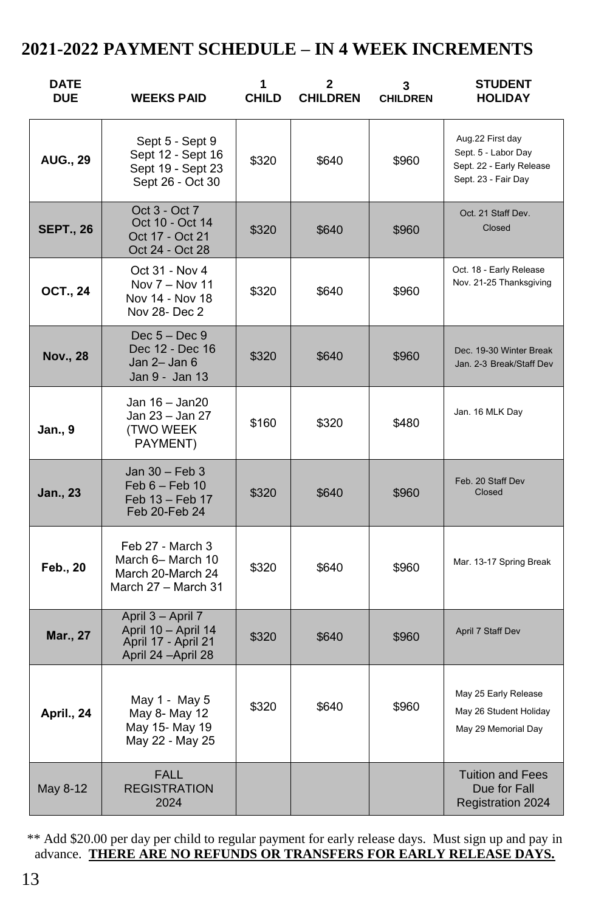# 2021-2022 PAYMENT SCHEDULE – IN 4 WEEK INCREMENTS

| DATE DUE | WEEKS PAID | 1 CHILD | 2 CHILDREN | 3 CHILDREN | STUDENT HOLIDAY |
|---|---|---|---|---|---|
| **AUG., 29** | Sept 5 - Sept 9<br>Sept 12 - Sept 16<br>Sept 19 - Sept 23<br>Sept 26 - Oct 30 | $320 | $640 | $960 | Aug.22 First day<br>Sept. 5 - Labor Day<br>Sept. 22 - Early Release<br>Sept. 23 - Fair Day |
| **SEPT., 26** | Oct 3 - Oct 7<br>Oct 10 - Oct 14<br>Oct 17 - Oct 21<br>Oct 24 - Oct 28 | $320 | $640 | $960 | Oct. 21 Staff Dev. Closed |
| **OCT., 24** | Oct 31 - Nov 4<br>Nov 7 – Nov 11<br>Nov 14 - Nov 18<br>Nov 28- Dec 2 | $320 | $640 | $960 | Oct. 18 - Early Release<br>Nov. 21-25 Thanksgiving |
| **Nov., 28** | Dec 5 – Dec 9<br>Dec 12 - Dec 16<br>Jan 2– Jan 6<br>Jan 9 - Jan 13 | $320 | $640 | $960 | Dec. 19-30 Winter Break<br>Jan. 2-3 Break/Staff Dev |
| **Jan., 9** | Jan 16 – Jan20<br>Jan 23 – Jan 27<br>(TWO WEEK PAYMENT) | $160 | $320 | $480 | Jan. 16 MLK Day |
| **Jan., 23** | Jan 30 – Feb 3<br>Feb 6 – Feb 10<br>Feb 13 – Feb 17<br>Feb 20-Feb 24 | $320 | $640 | $960 | Feb. 20 Staff Dev Closed |
| **Feb., 20** | Feb 27 - March 3<br>March 6– March 10<br>March 20-March 24<br>March 27 – March 31 | $320 | $640 | $960 | Mar. 13-17 Spring Break |
| **Mar., 27** | April 3 – April 7<br>April 10 – April 14<br>April 17 - April 21<br>April 24 –April 28 | $320 | $640 | $960 | April 7 Staff Dev |
| **April., 24** | May 1 - May 5<br>May 8- May 12<br>May 15- May 19<br>May 22 - May 25 | $320 | $640 | $960 | May 25 Early Release<br>May 26 Student Holiday<br>May 29 Memorial Day |
| May 8-12 | FALL REGISTRATION 2024 | | | | Tuition and Fees Due for Fall Registration 2024 |

** Add $20.00 per day per child to regular payment for early release days. Must sign up and pay in advance. **THERE ARE NO REFUNDS OR TRANSFERS FOR EARLY RELEASE DAYS.**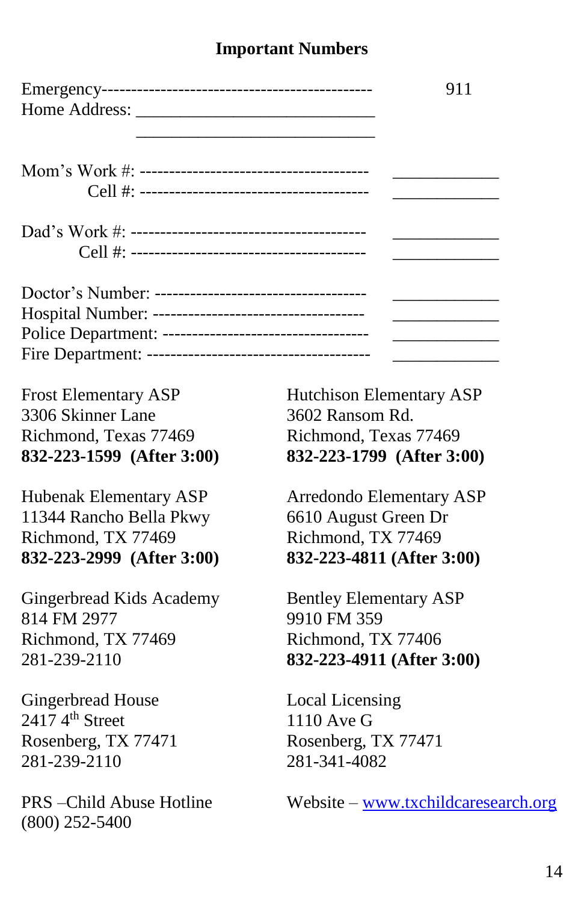## Important Numbers

Emergency---------------------------------------------- 911

Home Address: ____________________________

____________________________

Mom's Work #: --------------------------------------- ____________

Cell #: --------------------------------------- ____________

Dad's Work #: --------------------------------------- ____________

Cell #: --------------------------------------- ____________

Doctor's Number: ----------------------------------- ____________

Hospital Number: ----------------------------------- ____________

Police Department: ---------------------------------- ____________

Fire Department: ------------------------------------- ____________

Frost Elementary ASP
3306 Skinner Lane
Richmond, Texas 77469
**832-223-1599 (After 3:00)**

Hutchison Elementary ASP
3602 Ransom Rd.
Richmond, Texas 77469
**832-223-1799 (After 3:00)**

Hubenak Elementary ASP
11344 Rancho Bella Pkwy
Richmond, TX 77469
**832-223-2999 (After 3:00)**

Arredondo Elementary ASP
6610 August Green Dr
Richmond, TX 77469
**832-223-4811 (After 3:00)**

Gingerbread Kids Academy
814 FM 2977
Richmond, TX 77469
281-239-2110

Bentley Elementary ASP
9910 FM 359
Richmond, TX 77406
**832-223-4911 (After 3:00)**

Gingerbread House
2417 4th Street
Rosenberg, TX 77471
281-239-2110

Local Licensing
1110 Ave G
Rosenberg, TX 77471
281-341-4082

PRS –Child Abuse Hotline
(800) 252-5400

Website – www.txchildcaresearch.org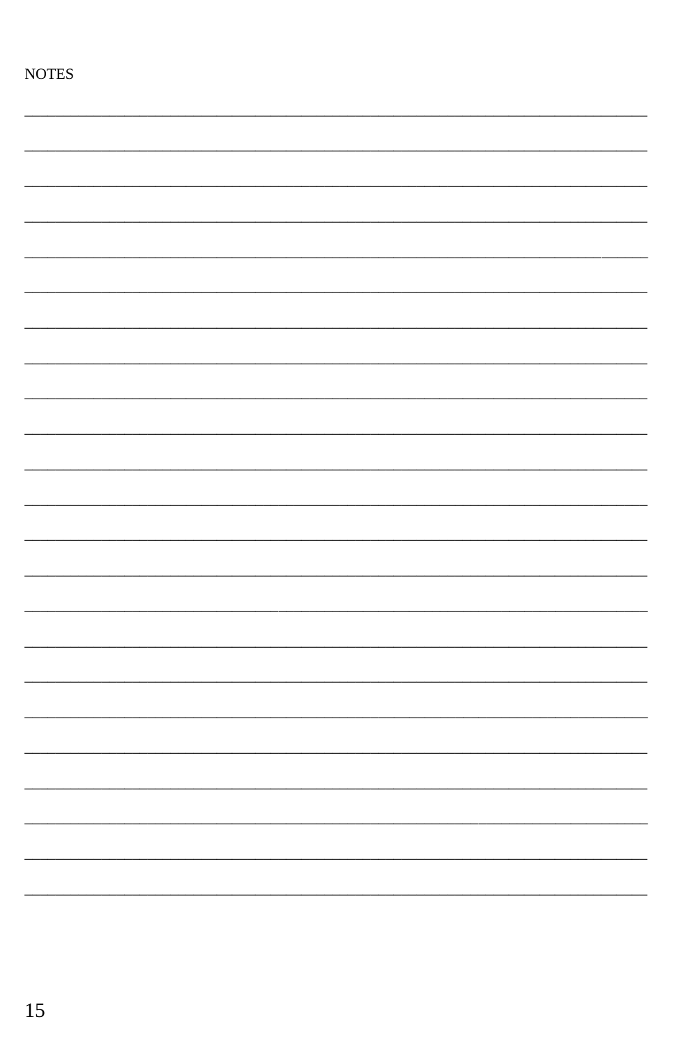NOTES